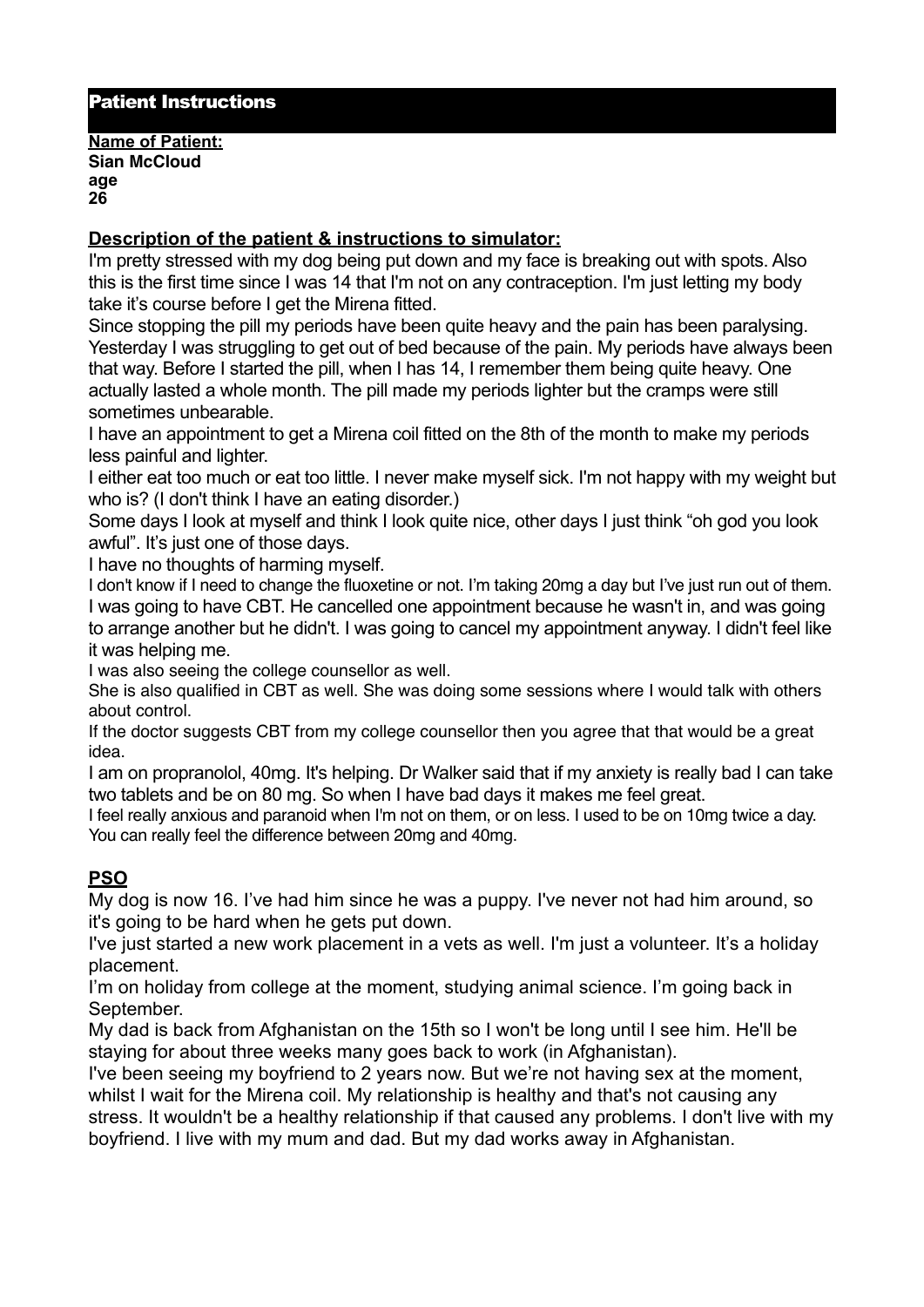## Patient Instructions

**Name of Patient:**
**Sian McCloud**
**age**
**26**

**Description of the patient & instructions to simulator:**

I'm pretty stressed with my dog being put down and my face is breaking out with spots. Also this is the first time since I was 14 that I'm not on any contraception. I'm just letting my body take it's course before I get the Mirena fitted.

Since stopping the pill my periods have been quite heavy and the pain has been paralysing. Yesterday I was struggling to get out of bed because of the pain. My periods have always been that way. Before I started the pill, when I has 14, I remember them being quite heavy. One actually lasted a whole month. The pill made my periods lighter but the cramps were still sometimes unbearable.

I have an appointment to get a Mirena coil fitted on the 8th of the month to make my periods less painful and lighter.

I either eat too much or eat too little. I never make myself sick. I'm not happy with my weight but who is? (I don't think I have an eating disorder.)

Some days I look at myself and think I look quite nice, other days I just think "oh god you look awful". It's just one of those days.

I have no thoughts of harming myself.

I don't know if I need to change the fluoxetine or not. I'm taking 20mg a day but I've just run out of them.

I was going to have CBT. He cancelled one appointment because he wasn't in, and was going to arrange another but he didn't. I was going to cancel my appointment anyway. I didn't feel like it was helping me.

I was also seeing the college counsellor as well.

She is also qualified in CBT as well. She was doing some sessions where I would talk with others about control.

If the doctor suggests CBT from my college counsellor then you agree that that would be a great idea.

I am on propranolol, 40mg. It's helping. Dr Walker said that if my anxiety is really bad I can take two tablets and be on 80 mg. So when I have bad days it makes me feel great.

I feel really anxious and paranoid when I'm not on them, or on less. I used to be on 10mg twice a day. You can really feel the difference between 20mg and 40mg.

## PSO

My dog is now 16. I've had him since he was a puppy. I've never not had him around, so it's going to be hard when he gets put down.

I've just started a new work placement in a vets as well. I'm just a volunteer. It's a holiday placement.

I'm on holiday from college at the moment, studying animal science. I'm going back in September.

My dad is back from Afghanistan on the 15th so I won't be long until I see him. He'll be staying for about three weeks many goes back to work (in Afghanistan).

I've been seeing my boyfriend to 2 years now. But we're not having sex at the moment, whilst I wait for the Mirena coil. My relationship is healthy and that's not causing any stress. It wouldn't be a healthy relationship if that caused any problems. I don't live with my boyfriend. I live with my mum and dad. But my dad works away in Afghanistan.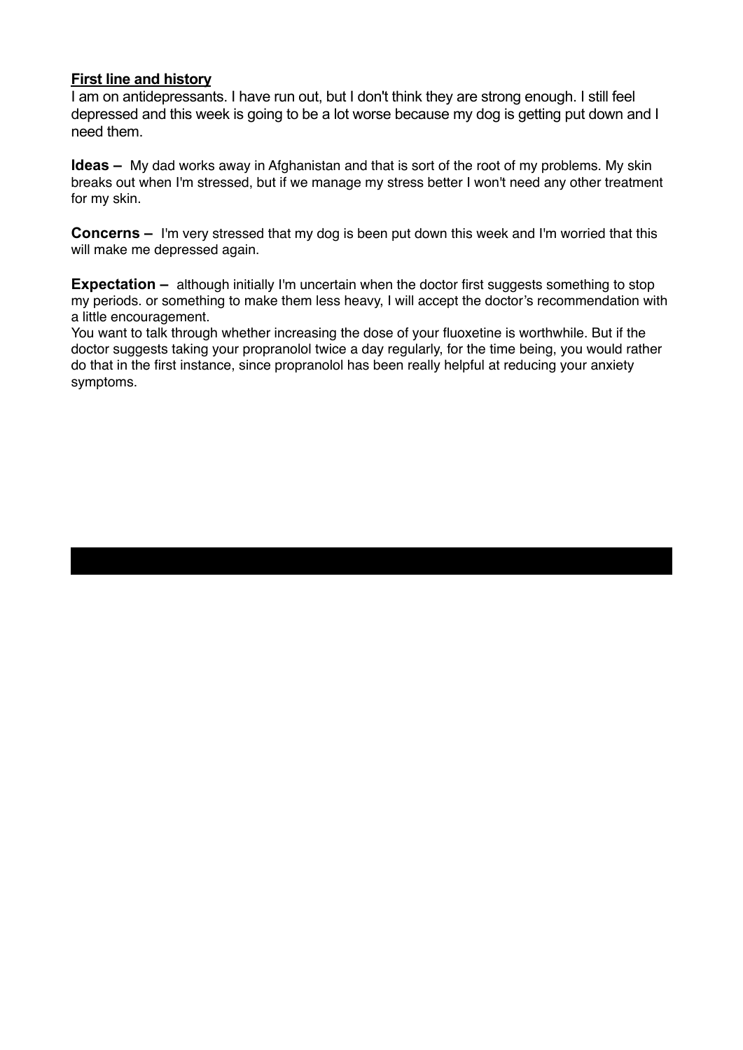**First line and history**

I am on antidepressants. I have run out, but I don't think they are strong enough. I still feel depressed and this week is going to be a lot worse because my dog is getting put down and I need them.

**Ideas –** My dad works away in Afghanistan and that is sort of the root of my problems. My skin breaks out when I'm stressed, but if we manage my stress better I won't need any other treatment for my skin.

**Concerns –** I'm very stressed that my dog is been put down this week and I'm worried that this will make me depressed again.

**Expectation –** although initially I'm uncertain when the doctor first suggests something to stop my periods. or something to make them less heavy, I will accept the doctor's recommendation with a little encouragement.

You want to talk through whether increasing the dose of your fluoxetine is worthwhile. But if the doctor suggests taking your propranolol twice a day regularly, for the time being, you would rather do that in the first instance, since propranolol has been really helpful at reducing your anxiety symptoms.